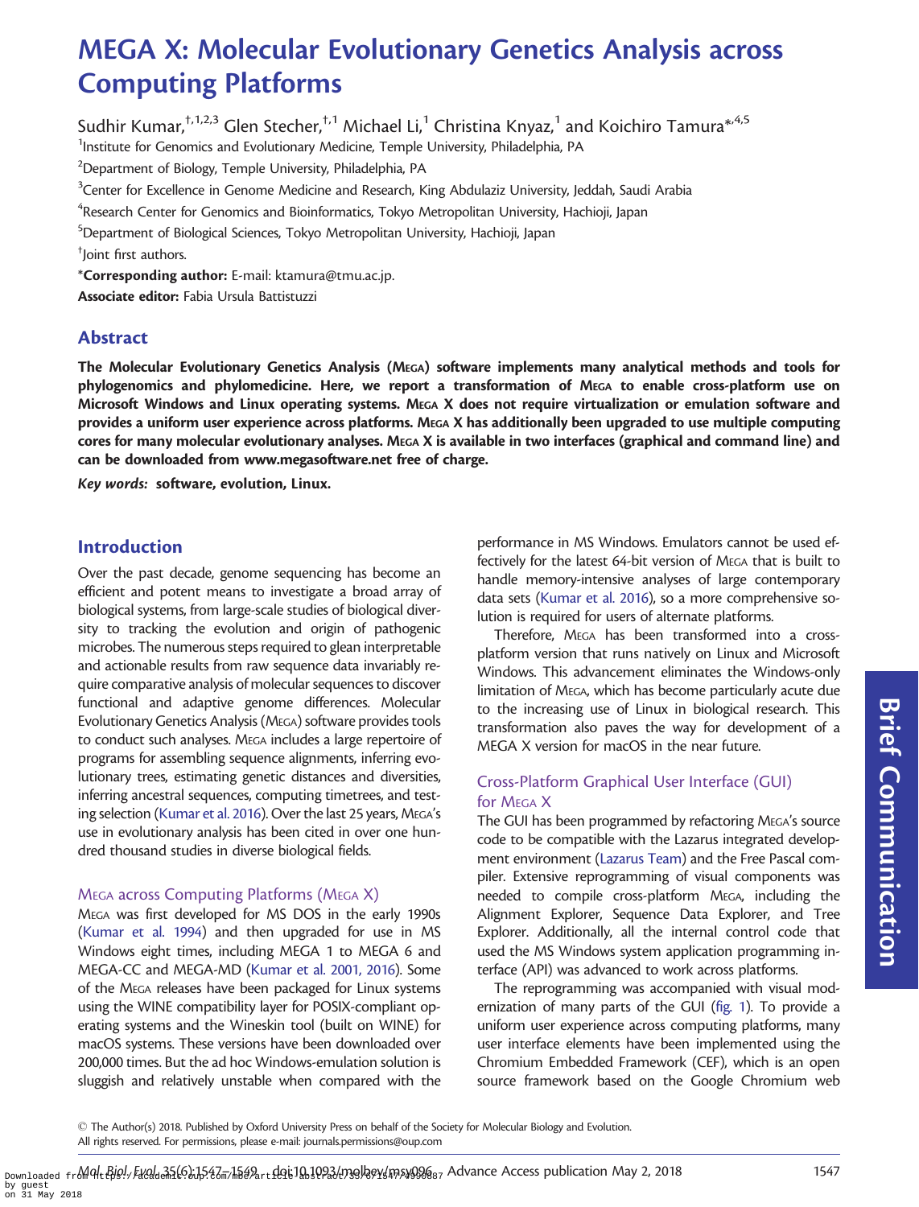# MEGA X: Molecular Evolutionary Genetics Analysis across Computing Platforms

Sudhir Kumar,[†,1,2,3] Glen Stecher,[†,1] Michael Li,[1] Christina Knyaz,[1] and Koichiro Tamura*[,4,5]

[1]Institute for Genomics and Evolutionary Medicine, Temple University, Philadelphia, PA

[2]Department of Biology, Temple University, Philadelphia, PA

[3]Center for Excellence in Genome Medicine and Research, King Abdulaziz University, Jeddah, Saudi Arabia

[4]Research Center for Genomics and Bioinformatics, Tokyo Metropolitan University, Hachioji, Japan

[5]Department of Biological Sciences, Tokyo Metropolitan University, Hachioji, Japan

[†]Joint first authors.

***Corresponding author:** E-mail: ktamura@tmu.ac.jp.

**Associate editor:** Fabia Ursula Battistuzzi

## Abstract

**The Molecular Evolutionary Genetics Analysis (MEGA) software implements many analytical methods and tools for phylogenomics and phylomedicine. Here, we report a transformation of MEGA to enable cross-platform use on Microsoft Windows and Linux operating systems. MEGA X does not require virtualization or emulation software and provides a uniform user experience across platforms. MEGA X has additionally been upgraded to use multiple computing cores for many molecular evolutionary analyses. MEGA X is available in two interfaces (graphical and command line) and can be downloaded from www.megasoftware.net free of charge.**

***Key words:*** **software, evolution, Linux.**

## Introduction

Over the past decade, genome sequencing has become an efficient and potent means to investigate a broad array of biological systems, from large-scale studies of biological diversity to tracking the evolution and origin of pathogenic microbes. The numerous steps required to glean interpretable and actionable results from raw sequence data invariably require comparative analysis of molecular sequences to discover functional and adaptive genome differences. Molecular Evolutionary Genetics Analysis (MEGA) software provides tools to conduct such analyses. MEGA includes a large repertoire of programs for assembling sequence alignments, inferring evolutionary trees, estimating genetic distances and diversities, inferring ancestral sequences, computing timetrees, and testing selection (Kumar et al. 2016). Over the last 25 years, MEGA's use in evolutionary analysis has been cited in over one hundred thousand studies in diverse biological fields.

### MEGA across Computing Platforms (MEGA X)

MEGA was first developed for MS DOS in the early 1990s (Kumar et al. 1994) and then upgraded for use in MS Windows eight times, including MEGA 1 to MEGA 6 and MEGA-CC and MEGA-MD (Kumar et al. 2001, 2016). Some of the MEGA releases have been packaged for Linux systems using the WINE compatibility layer for POSIX-compliant operating systems and the Wineskin tool (built on WINE) for macOS systems. These versions have been downloaded over 200,000 times. But the ad hoc Windows-emulation solution is sluggish and relatively unstable when compared with the performance in MS Windows. Emulators cannot be used effectively for the latest 64-bit version of MEGA that is built to handle memory-intensive analyses of large contemporary data sets (Kumar et al. 2016), so a more comprehensive solution is required for users of alternate platforms.

Therefore, MEGA has been transformed into a cross-platform version that runs natively on Linux and Microsoft Windows. This advancement eliminates the Windows-only limitation of MEGA, which has become particularly acute due to the increasing use of Linux in biological research. This transformation also paves the way for development of a MEGA X version for macOS in the near future.

### Cross-Platform Graphical User Interface (GUI) for MEGA X

The GUI has been programmed by refactoring MEGA's source code to be compatible with the Lazarus integrated development environment (Lazarus Team) and the Free Pascal compiler. Extensive reprogramming of visual components was needed to compile cross-platform MEGA, including the Alignment Explorer, Sequence Data Explorer, and Tree Explorer. Additionally, all the internal control code that used the MS Windows system application programming interface (API) was advanced to work across platforms.

The reprogramming was accompanied with visual modernization of many parts of the GUI (fig. 1). To provide a uniform user experience across computing platforms, many user interface elements have been implemented using the Chromium Embedded Framework (CEF), which is an open source framework based on the Google Chromium web

© The Author(s) 2018. Published by Oxford University Press on behalf of the Society for Molecular Biology and Evolution. All rights reserved. For permissions, please e-mail: journals.permissions@oup.com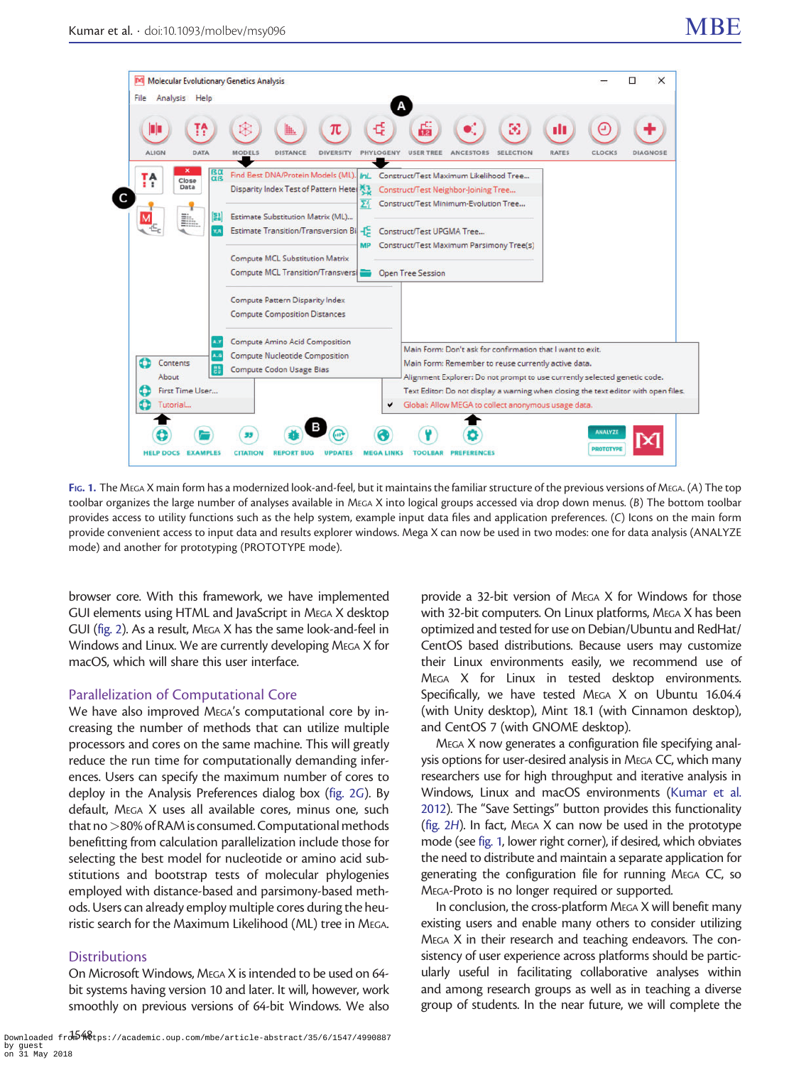Fig. 1. The MEGA X main form has a modernized look-and-feel, but it maintains the familiar structure of the previous versions of MEGA. (A) The top toolbar organizes the large number of analyses available in MEGA X into logical groups accessed via drop down menus. (B) The bottom toolbar provides access to utility functions such as the help system, example input data files and application preferences. (C) Icons on the main form provide convenient access to input data and results explorer windows. Mega X can now be used in two modes: one for data analysis (ANALYZE mode) and another for prototyping (PROTOTYPE mode).

browser core. With this framework, we have implemented GUI elements using HTML and JavaScript in MEGA X desktop GUI (fig. 2). As a result, MEGA X has the same look-and-feel in Windows and Linux. We are currently developing MEGA X for macOS, which will share this user interface.

## Parallelization of Computational Core

We have also improved MEGA's computational core by increasing the number of methods that can utilize multiple processors and cores on the same machine. This will greatly reduce the run time for computationally demanding inferences. Users can specify the maximum number of cores to deploy in the Analysis Preferences dialog box (fig. 2G). By default, MEGA X uses all available cores, minus one, such that no >80% of RAM is consumed. Computational methods benefitting from calculation parallelization include those for selecting the best model for nucleotide or amino acid substitutions and bootstrap tests of molecular phylogenies employed with distance-based and parsimony-based methods. Users can already employ multiple cores during the heuristic search for the Maximum Likelihood (ML) tree in MEGA.

## Distributions

On Microsoft Windows, MEGA X is intended to be used on 64-bit systems having version 10 and later. It will, however, work smoothly on previous versions of 64-bit Windows. We also provide a 32-bit version of MEGA X for Windows for those with 32-bit computers. On Linux platforms, MEGA X has been optimized and tested for use on Debian/Ubuntu and RedHat/CentOS based distributions. Because users may customize their Linux environments easily, we recommend use of MEGA X for Linux in tested desktop environments. Specifically, we have tested MEGA X on Ubuntu 16.04.4 (with Unity desktop), Mint 18.1 (with Cinnamon desktop), and CentOS 7 (with GNOME desktop).

MEGA X now generates a configuration file specifying analysis options for user-desired analysis in MEGA CC, which many researchers use for high throughput and iterative analysis in Windows, Linux and macOS environments (Kumar et al. 2012). The "Save Settings" button provides this functionality (fig. 2H). In fact, MEGA X can now be used in the prototype mode (see fig. 1, lower right corner), if desired, which obviates the need to distribute and maintain a separate application for generating the configuration file for running MEGA CC, so MEGA-Proto is no longer required or supported.

In conclusion, the cross-platform MEGA X will benefit many existing users and enable many others to consider utilizing MEGA X in their research and teaching endeavors. The consistency of user experience across platforms should be particularly useful in facilitating collaborative analyses within and among research groups as well as in teaching a diverse group of students. In the near future, we will complete the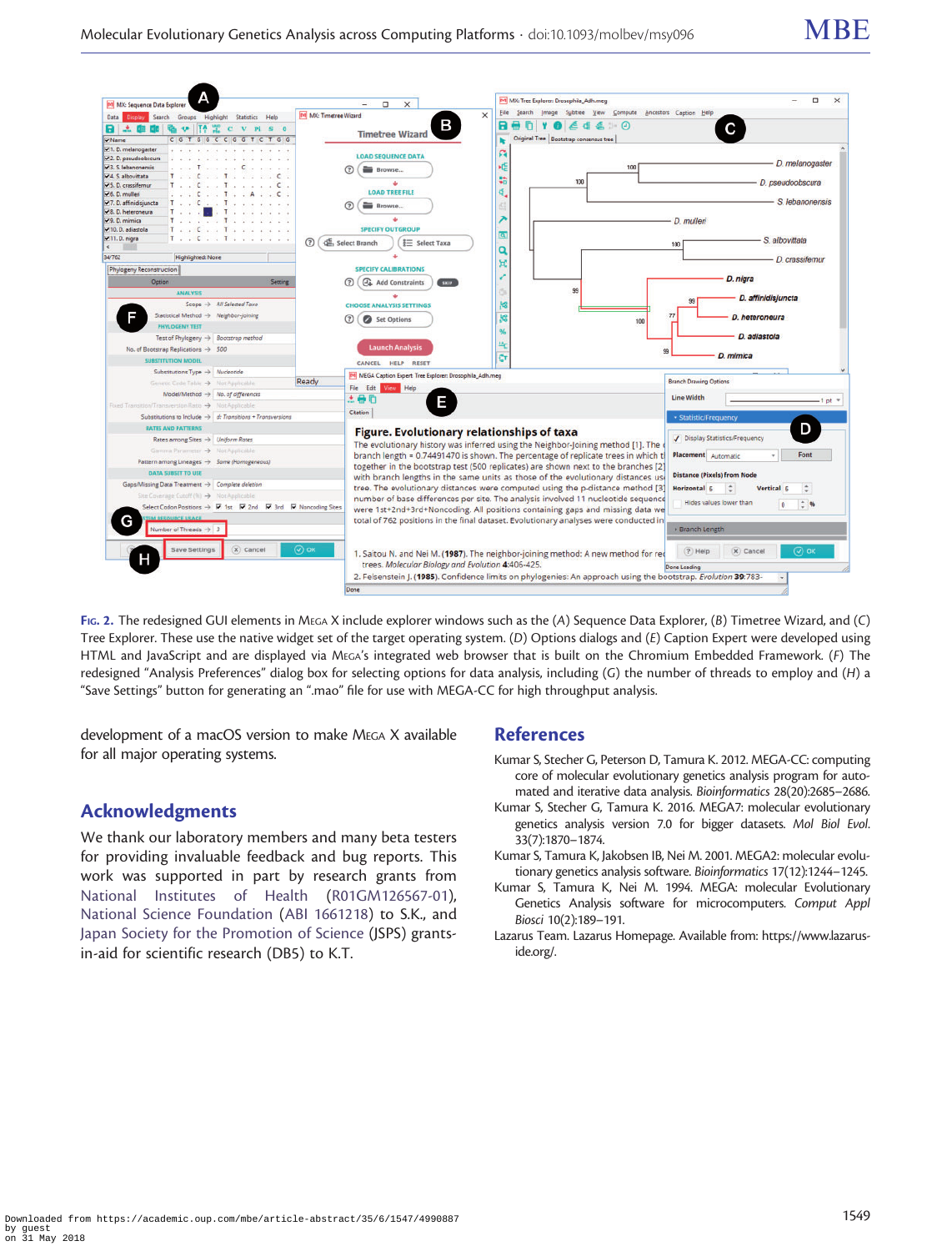Fig. 2. The redesigned GUI elements in MEGA X include explorer windows such as the (A) Sequence Data Explorer, (B) Timetree Wizard, and (C) Tree Explorer. These use the native widget set of the target operating system. (D) Options dialogs and (E) Caption Expert were developed using HTML and JavaScript and are displayed via MEGA's integrated web browser that is built on the Chromium Embedded Framework. (F) The redesigned "Analysis Preferences" dialog box for selecting options for data analysis, including (G) the number of threads to employ and (H) a "Save Settings" button for generating an ".mao" file for use with MEGA-CC for high throughput analysis.

development of a macOS version to make MEGA X available for all major operating systems.

## Acknowledgments

We thank our laboratory members and many beta testers for providing invaluable feedback and bug reports. This work was supported in part by research grants from National Institutes of Health (R01GM126567-01), National Science Foundation (ABI 1661218) to S.K., and Japan Society for the Promotion of Science (JSPS) grants-in-aid for scientific research (DB5) to K.T.

## References

Kumar S, Stecher G, Peterson D, Tamura K. 2012. MEGA-CC: computing core of molecular evolutionary genetics analysis program for automated and iterative data analysis. *Bioinformatics* 28(20):2685–2686.

Kumar S, Stecher G, Tamura K. 2016. MEGA7: molecular evolutionary genetics analysis version 7.0 for bigger datasets. *Mol Biol Evol.* 33(7):1870–1874.

Kumar S, Tamura K, Jakobsen IB, Nei M. 2001. MEGA2: molecular evolutionary genetics analysis software. *Bioinformatics* 17(12):1244–1245.

Kumar S, Tamura K, Nei M. 1994. MEGA: molecular Evolutionary Genetics Analysis software for microcomputers. *Comput Appl Biosci* 10(2):189–191.

Lazarus Team. Lazarus Homepage. Available from: https://www.lazarus-ide.org/.